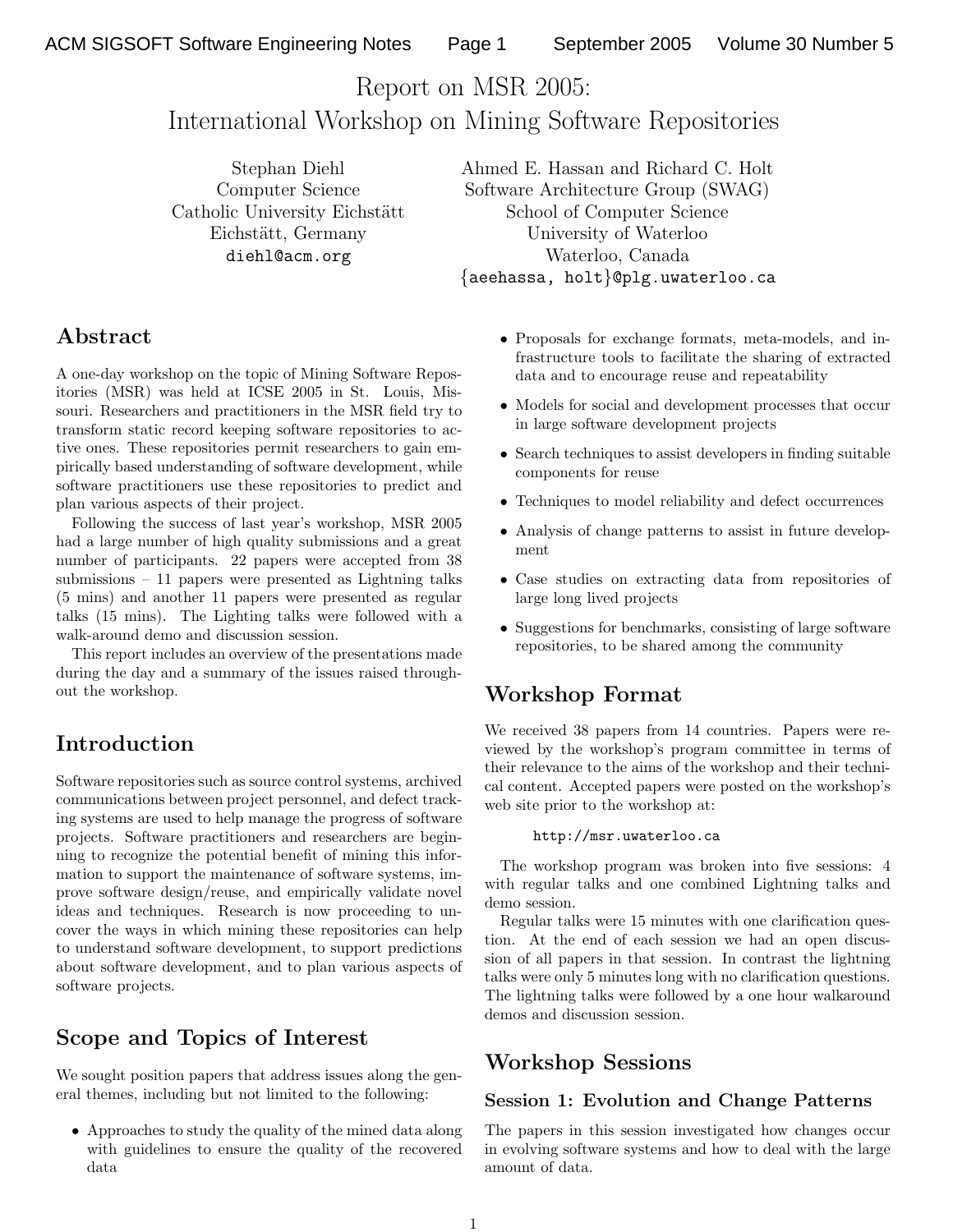# Report on MSR 2005: International Workshop on Mining Software Repositories

Stephan Diehl
Computer Science
Catholic University Eichstätt
Eichstätt, Germany
diehl@acm.org

Ahmed E. Hassan and Richard C. Holt
Software Architecture Group (SWAG)
School of Computer Science
University of Waterloo
Waterloo, Canada
{aeehassa, holt}@plg.uwaterloo.ca

## Abstract

A one-day workshop on the topic of Mining Software Repositories (MSR) was held at ICSE 2005 in St. Louis, Missouri. Researchers and practitioners in the MSR field try to transform static record keeping software repositories to active ones. These repositories permit researchers to gain empirically based understanding of software development, while software practitioners use these repositories to predict and plan various aspects of their project.

Following the success of last year's workshop, MSR 2005 had a large number of high quality submissions and a great number of participants. 22 papers were accepted from 38 submissions – 11 papers were presented as Lightning talks (5 mins) and another 11 papers were presented as regular talks (15 mins). The Lighting talks were followed with a walk-around demo and discussion session.

This report includes an overview of the presentations made during the day and a summary of the issues raised throughout the workshop.

## Introduction

Software repositories such as source control systems, archived communications between project personnel, and defect tracking systems are used to help manage the progress of software projects. Software practitioners and researchers are beginning to recognize the potential benefit of mining this information to support the maintenance of software systems, improve software design/reuse, and empirically validate novel ideas and techniques. Research is now proceeding to uncover the ways in which mining these repositories can help to understand software development, to support predictions about software development, and to plan various aspects of software projects.

## Scope and Topics of Interest

We sought position papers that address issues along the general themes, including but not limited to the following:

- Approaches to study the quality of the mined data along with guidelines to ensure the quality of the recovered data
- Proposals for exchange formats, meta-models, and infrastructure tools to facilitate the sharing of extracted data and to encourage reuse and repeatability
- Models for social and development processes that occur in large software development projects
- Search techniques to assist developers in finding suitable components for reuse
- Techniques to model reliability and defect occurrences
- Analysis of change patterns to assist in future development
- Case studies on extracting data from repositories of large long lived projects
- Suggestions for benchmarks, consisting of large software repositories, to be shared among the community

## Workshop Format

We received 38 papers from 14 countries. Papers were reviewed by the workshop's program committee in terms of their relevance to the aims of the workshop and their technical content. Accepted papers were posted on the workshop's web site prior to the workshop at:

http://msr.uwaterloo.ca

The workshop program was broken into five sessions: 4 with regular talks and one combined Lightning talks and demo session.

Regular talks were 15 minutes with one clarification question. At the end of each session we had an open discussion of all papers in that session. In contrast the lightning talks were only 5 minutes long with no clarification questions. The lightning talks were followed by a one hour walkaround demos and discussion session.

## Workshop Sessions

### Session 1: Evolution and Change Patterns

The papers in this session investigated how changes occur in evolving software systems and how to deal with the large amount of data.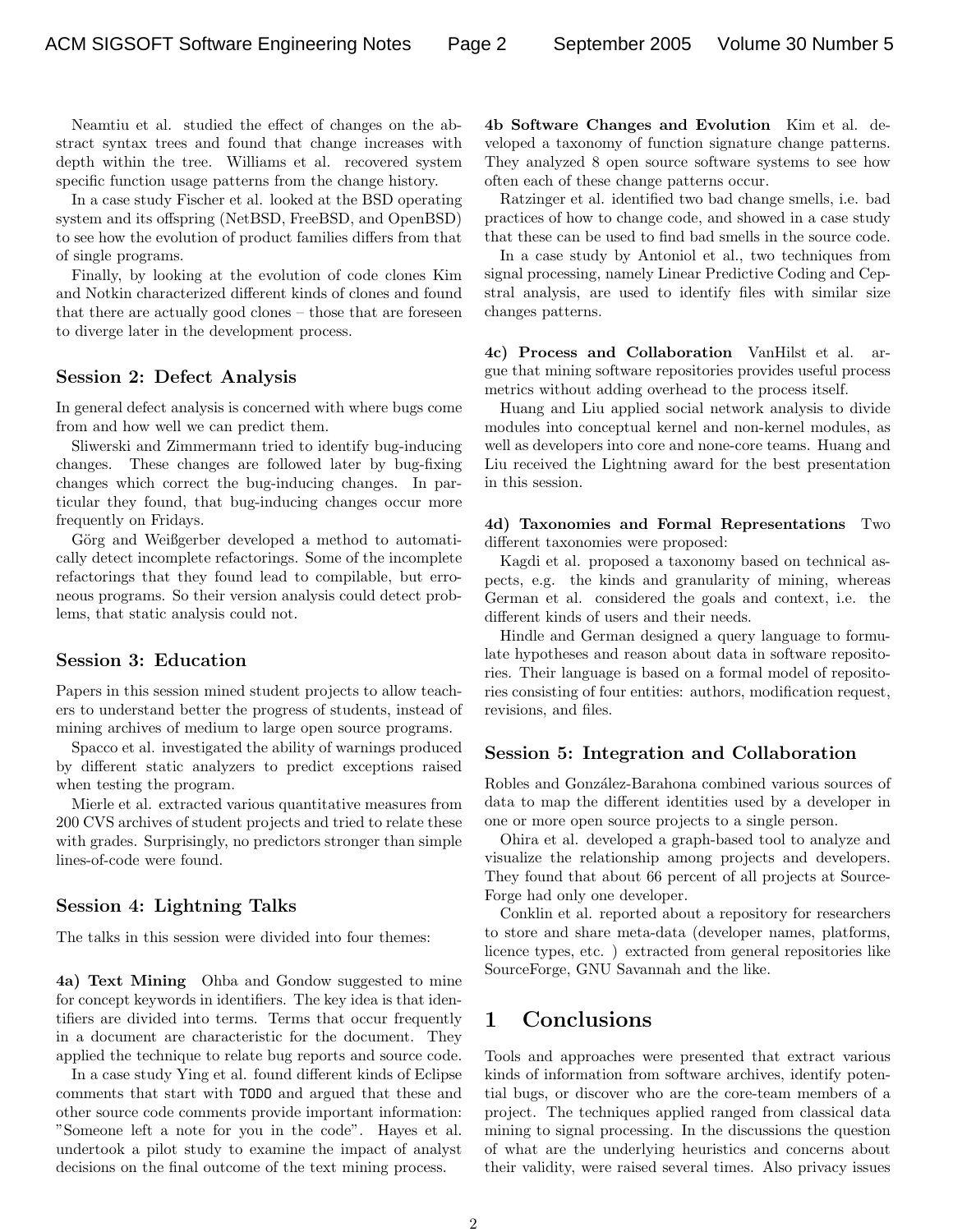Neamtiu et al. studied the effect of changes on the abstract syntax trees and found that change increases with depth within the tree. Williams et al. recovered system specific function usage patterns from the change history.

In a case study Fischer et al. looked at the BSD operating system and its offspring (NetBSD, FreeBSD, and OpenBSD) to see how the evolution of product families differs from that of single programs.

Finally, by looking at the evolution of code clones Kim and Notkin characterized different kinds of clones and found that there are actually good clones – those that are foreseen to diverge later in the development process.

### Session 2: Defect Analysis

In general defect analysis is concerned with where bugs come from and how well we can predict them.

Sliwerski and Zimmermann tried to identify bug-inducing changes. These changes are followed later by bug-fixing changes which correct the bug-inducing changes. In particular they found, that bug-inducing changes occur more frequently on Fridays.

Görg and Weißgerber developed a method to automatically detect incomplete refactorings. Some of the incomplete refactorings that they found lead to compilable, but erroneous programs. So their version analysis could detect problems, that static analysis could not.

### Session 3: Education

Papers in this session mined student projects to allow teachers to understand better the progress of students, instead of mining archives of medium to large open source programs.

Spacco et al. investigated the ability of warnings produced by different static analyzers to predict exceptions raised when testing the program.

Mierle et al. extracted various quantitative measures from 200 CVS archives of student projects and tried to relate these with grades. Surprisingly, no predictors stronger than simple lines-of-code were found.

### Session 4: Lightning Talks

The talks in this session were divided into four themes:

**4a) Text Mining** Ohba and Gondow suggested to mine for concept keywords in identifiers. The key idea is that identifiers are divided into terms. Terms that occur frequently in a document are characteristic for the document. They applied the technique to relate bug reports and source code.

In a case study Ying et al. found different kinds of Eclipse comments that start with `TODO` and argued that these and other source code comments provide important information: "Someone left a note for you in the code". Hayes et al. undertook a pilot study to examine the impact of analyst decisions on the final outcome of the text mining process.

**4b Software Changes and Evolution** Kim et al. developed a taxonomy of function signature change patterns. They analyzed 8 open source software systems to see how often each of these change patterns occur.

Ratzinger et al. identified two bad change smells, i.e. bad practices of how to change code, and showed in a case study that these can be used to find bad smells in the source code.

In a case study by Antoniol et al., two techniques from signal processing, namely Linear Predictive Coding and Cepstral analysis, are used to identify files with similar size changes patterns.

**4c) Process and Collaboration** VanHilst et al. argue that mining software repositories provides useful process metrics without adding overhead to the process itself.

Huang and Liu applied social network analysis to divide modules into conceptual kernel and non-kernel modules, as well as developers into core and none-core teams. Huang and Liu received the Lightning award for the best presentation in this session.

**4d) Taxonomies and Formal Representations** Two different taxonomies were proposed:

Kagdi et al. proposed a taxonomy based on technical aspects, e.g. the kinds and granularity of mining, whereas German et al. considered the goals and context, i.e. the different kinds of users and their needs.

Hindle and German designed a query language to formulate hypotheses and reason about data in software repositories. Their language is based on a formal model of repositories consisting of four entities: authors, modification request, revisions, and files.

### Session 5: Integration and Collaboration

Robles and González-Barahona combined various sources of data to map the different identities used by a developer in one or more open source projects to a single person.

Ohira et al. developed a graph-based tool to analyze and visualize the relationship among projects and developers. They found that about 66 percent of all projects at SourceForge had only one developer.

Conklin et al. reported about a repository for researchers to store and share meta-data (developer names, platforms, licence types, etc. ) extracted from general repositories like SourceForge, GNU Savannah and the like.

## 1 Conclusions

Tools and approaches were presented that extract various kinds of information from software archives, identify potential bugs, or discover who are the core-team members of a project. The techniques applied ranged from classical data mining to signal processing. In the discussions the question of what are the underlying heuristics and concerns about their validity, were raised several times. Also privacy issues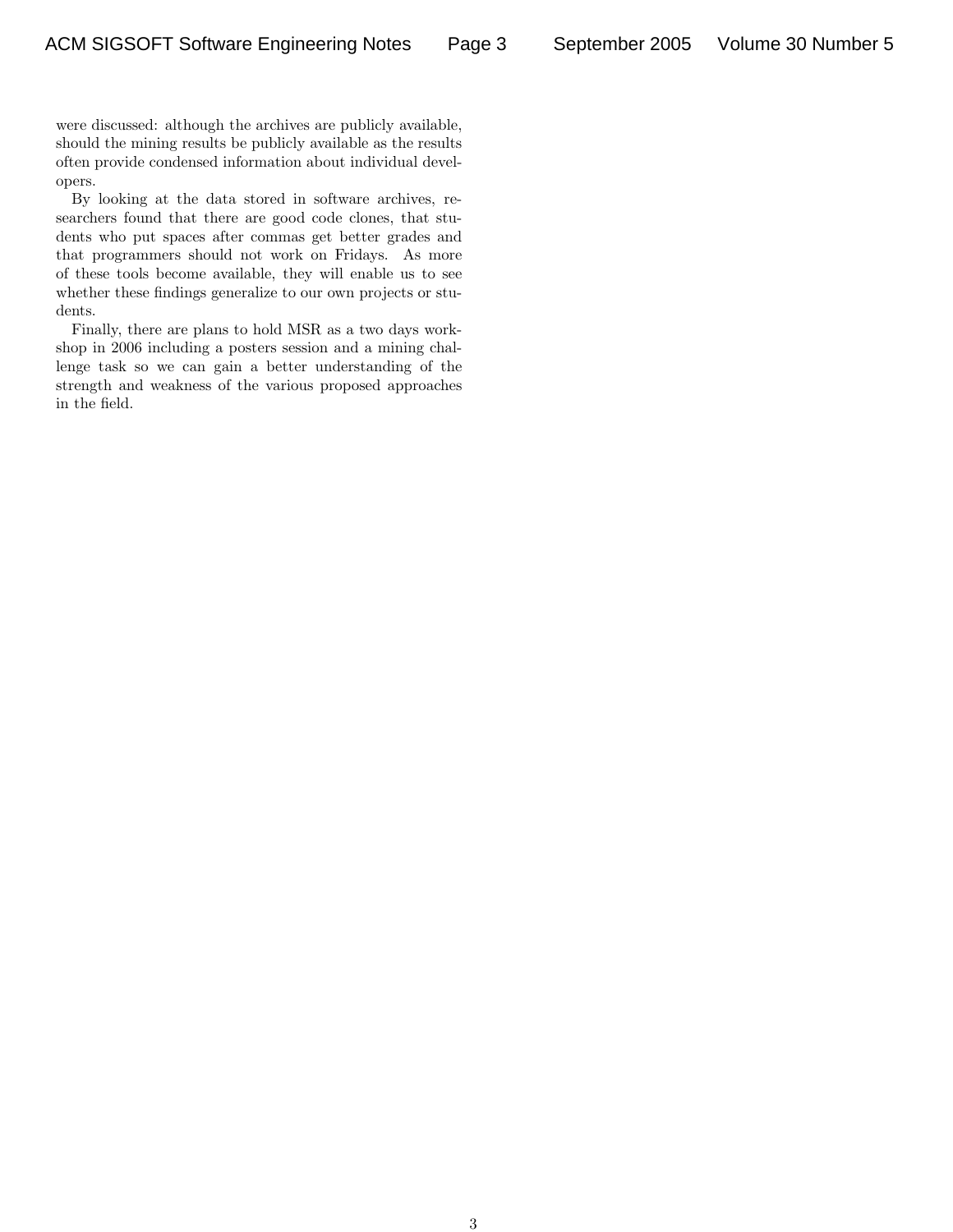were discussed: although the archives are publicly available, should the mining results be publicly available as the results often provide condensed information about individual developers.

By looking at the data stored in software archives, researchers found that there are good code clones, that students who put spaces after commas get better grades and that programmers should not work on Fridays. As more of these tools become available, they will enable us to see whether these findings generalize to our own projects or students.

Finally, there are plans to hold MSR as a two days workshop in 2006 including a posters session and a mining challenge task so we can gain a better understanding of the strength and weakness of the various proposed approaches in the field.